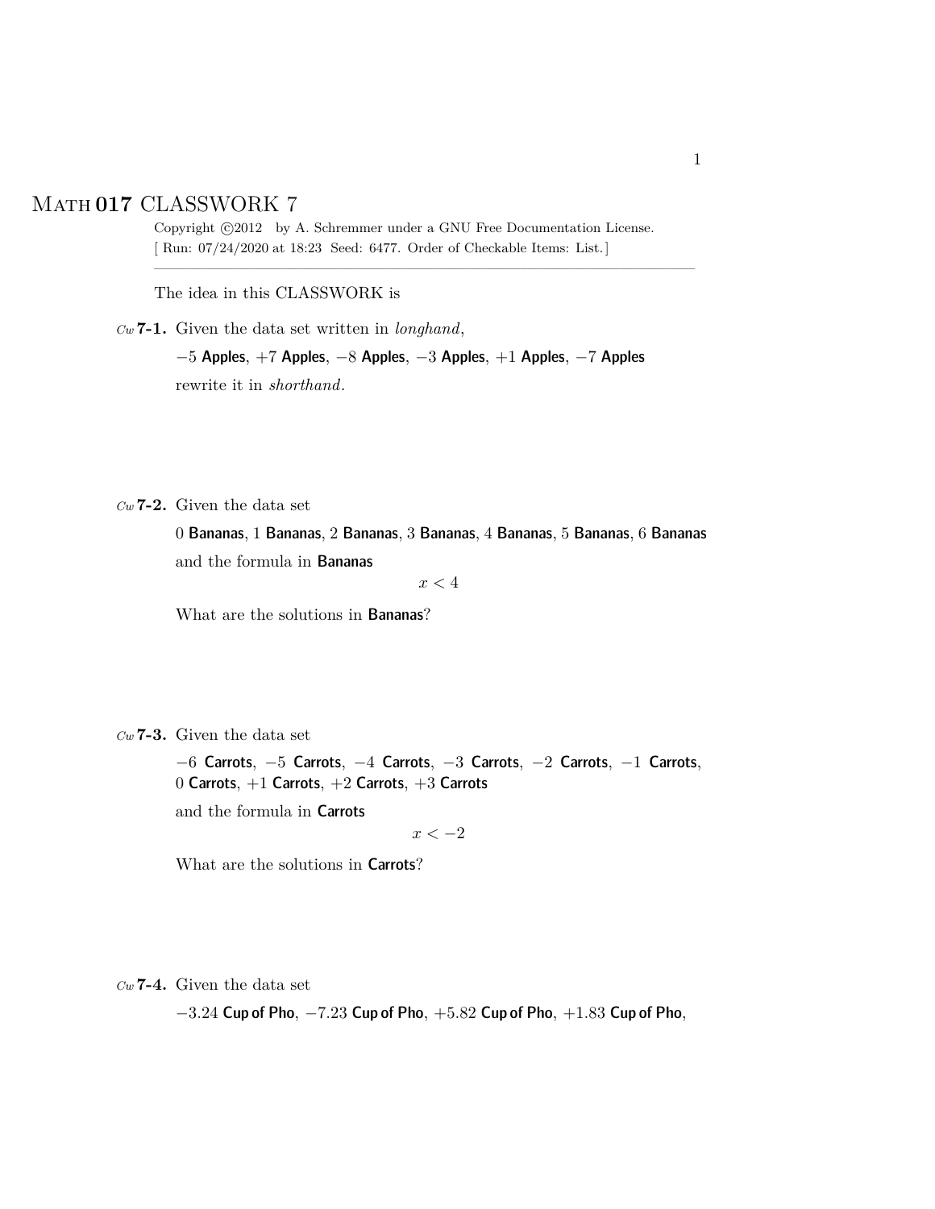# Math 017 CLASSWORK 7

Copyright ©2012 by A. Schremmer under a GNU Free Documentation License.
[ Run: 07/24/2020 at 18:23 Seed: 6477. Order of Checkable Items: List.]

---

The idea in this CLASSWORK is

*Cw* **7-1.** Given the data set written in *longhand*,

$-5$ **Apples**, $+7$ **Apples**, $-8$ **Apples**, $-3$ **Apples**, $+1$ **Apples**, $-7$ **Apples**

rewrite it in *shorthand*.

*Cw* **7-2.** Given the data set

$0$ **Bananas**, $1$ **Bananas**, $2$ **Bananas**, $3$ **Bananas**, $4$ **Bananas**, $5$ **Bananas**, $6$ **Bananas**

and the formula in **Bananas**

$$x < 4$$

What are the solutions in **Bananas**?

*Cw* **7-3.** Given the data set

$-6$ **Carrots**, $-5$ **Carrots**, $-4$ **Carrots**, $-3$ **Carrots**, $-2$ **Carrots**, $-1$ **Carrots**, $0$ **Carrots**, $+1$ **Carrots**, $+2$ **Carrots**, $+3$ **Carrots**

and the formula in **Carrots**

$$x < -2$$

What are the solutions in **Carrots**?

*Cw* **7-4.** Given the data set

$-3.24$ **Cup of Pho**, $-7.23$ **Cup of Pho**, $+5.82$ **Cup of Pho**, $+1.83$ **Cup of Pho**,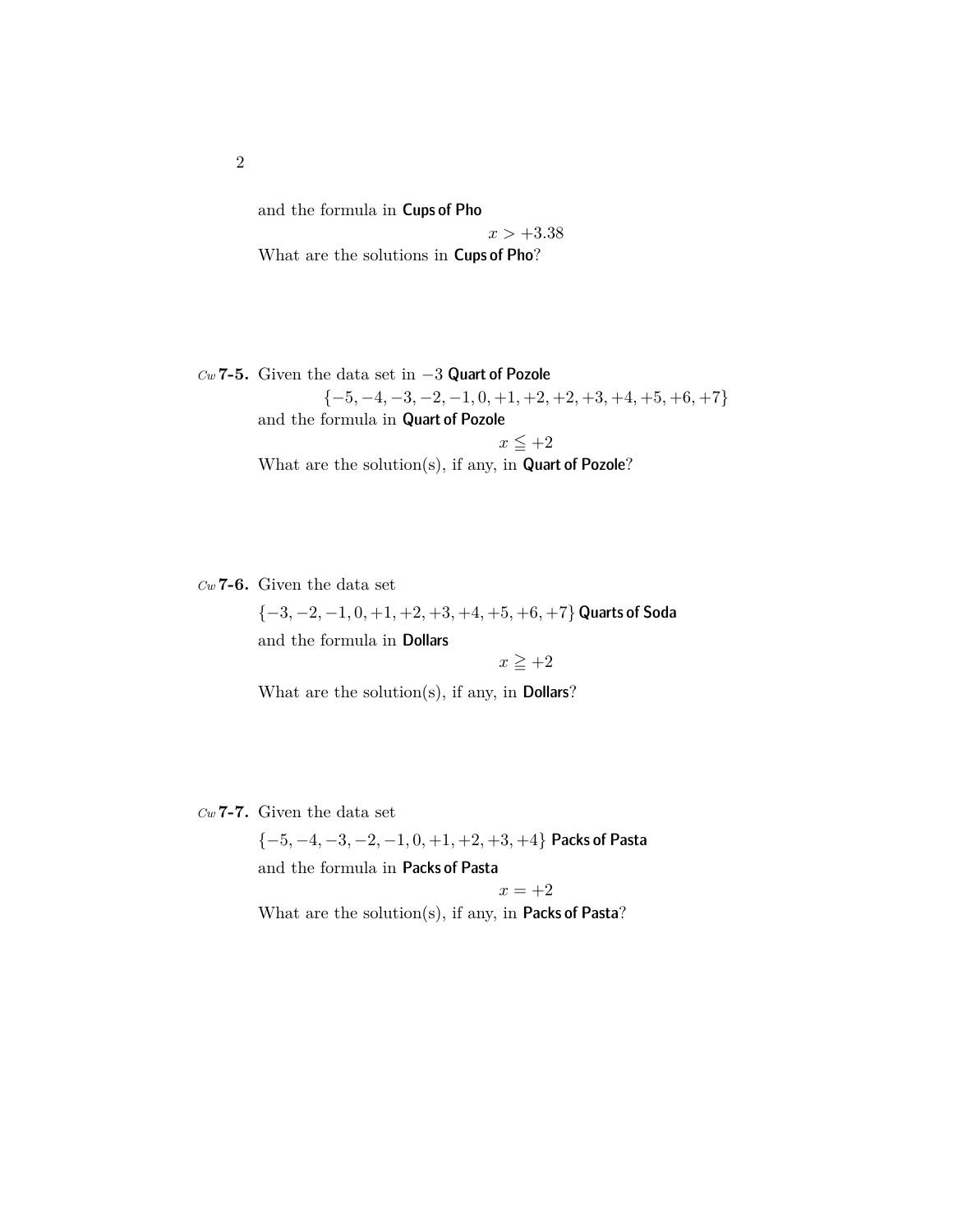and the formula in **Cups of Pho**

$$x > +3.38$$

What are the solutions in **Cups of Pho**?

*Cw* **7-5.** Given the data set in $-3$ **Quart of Pozole**

$$\{-5, -4, -3, -2, -1, 0, +1, +2, +2, +3, +4, +5, +6, +7\}$$

and the formula in **Quart of Pozole**

$$x \leqq +2$$

What are the solution(s), if any, in **Quart of Pozole**?

*Cw* **7-6.** Given the data set

$\{-3, -2, -1, 0, +1, +2, +3, +4, +5, +6, +7\}$ **Quarts of Soda**

and the formula in **Dollars**

$$x \geqq +2$$

What are the solution(s), if any, in **Dollars**?

*Cw* **7-7.** Given the data set

$\{-5, -4, -3, -2, -1, 0, +1, +2, +3, +4\}$ **Packs of Pasta**

and the formula in **Packs of Pasta**

$$x = +2$$

What are the solution(s), if any, in **Packs of Pasta**?